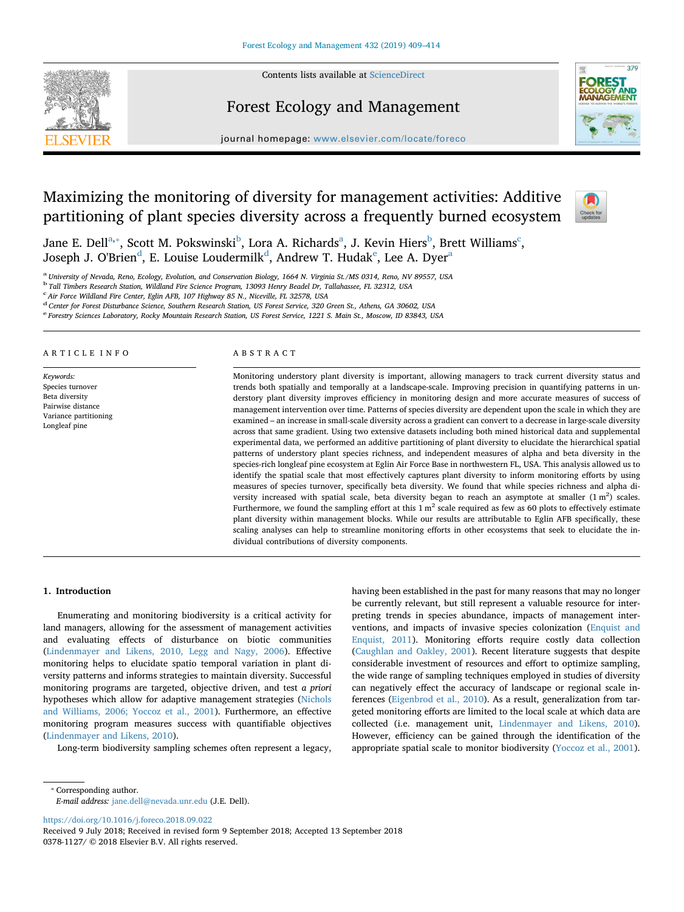# Maximizing the monitoring of diversity for management activities: Additive partitioning of plant species diversity across a frequently burned ecosystem

Jane E. Dell[a,*], Scott M. Pokswinski[b], Lora A. Richards[a], J. Kevin Hiers[b], Brett Williams[c], Joseph J. O'Brien[d], E. Louise Loudermilk[d], Andrew T. Hudak[e], Lee A. Dyer[a]

[a] University of Nevada, Reno, Ecology, Evolution, and Conservation Biology, 1664 N. Virginia St./MS 0314, Reno, NV 89557, USA
[b] Tall Timbers Research Station, Wildland Fire Science Program, 13093 Henry Beadel Dr, Tallahassee, FL 32312, USA
[c] Air Force Wildland Fire Center, Eglin AFB, 107 Highway 85 N., Niceville, FL 32578, USA
[d] Center for Forest Disturbance Science, Southern Research Station, US Forest Service, 320 Green St., Athens, GA 30602, USA
[e] Forestry Sciences Laboratory, Rocky Mountain Research Station, US Forest Service, 1221 S. Main St., Moscow, ID 83843, USA

## ARTICLE INFO

*Keywords:*
Species turnover
Beta diversity
Pairwise distance
Variance partitioning
Longleaf pine

## ABSTRACT

Monitoring understory plant diversity is important, allowing managers to track current diversity status and trends both spatially and temporally at a landscape-scale. Improving precision in quantifying patterns in understory plant diversity improves efficiency in monitoring design and more accurate measures of success of management intervention over time. Patterns of species diversity are dependent upon the scale in which they are examined – an increase in small-scale diversity across a gradient can convert to a decrease in large-scale diversity across that same gradient. Using two extensive datasets including both mined historical data and supplemental experimental data, we performed an additive partitioning of plant diversity to elucidate the hierarchical spatial patterns of understory plant species richness, and independent measures of alpha and beta diversity in the species-rich longleaf pine ecosystem at Eglin Air Force Base in northwestern FL, USA. This analysis allowed us to identify the spatial scale that most effectively captures plant diversity to inform monitoring efforts by using measures of species turnover, specifically beta diversity. We found that while species richness and alpha diversity increased with spatial scale, beta diversity began to reach an asymptote at smaller (1 $m^2$) scales. Furthermore, we found the sampling effort at this 1 $m^2$ scale required as few as 60 plots to effectively estimate plant diversity within management blocks. While our results are attributable to Eglin AFB specifically, these scaling analyses can help to streamline monitoring efforts in other ecosystems that seek to elucidate the individual contributions of diversity components.

## 1. Introduction

Enumerating and monitoring biodiversity is a critical activity for land managers, allowing for the assessment of management activities and evaluating effects of disturbance on biotic communities (Lindenmayer and Likens, 2010, Legg and Nagy, 2006). Effective monitoring helps to elucidate spatio temporal variation in plant diversity patterns and informs strategies to maintain diversity. Successful monitoring programs are targeted, objective driven, and test *a priori* hypotheses which allow for adaptive management strategies (Nichols and Williams, 2006; Yoccoz et al., 2001). Furthermore, an effective monitoring program measures success with quantifiable objectives (Lindenmayer and Likens, 2010).

Long-term biodiversity sampling schemes often represent a legacy, having been established in the past for many reasons that may no longer be currently relevant, but still represent a valuable resource for interpreting trends in species abundance, impacts of management interventions, and impacts of invasive species colonization (Enquist and Enquist, 2011). Monitoring efforts require costly data collection (Caughlan and Oakley, 2001). Recent literature suggests that despite considerable investment of resources and effort to optimize sampling, the wide range of sampling techniques employed in studies of diversity can negatively effect the accuracy of landscape or regional scale inferences (Eigenbrod et al., 2010). As a result, generalization from targeted monitoring efforts are limited to the local scale at which data are collected (i.e. management unit, Lindenmayer and Likens, 2010). However, efficiency can be gained through the identification of the appropriate spatial scale to monitor biodiversity (Yoccoz et al., 2001).

* Corresponding author.
*E-mail address:* jane.dell@nevada.unr.edu (J.E. Dell).

https://doi.org/10.1016/j.foreco.2018.09.022
Received 9 July 2018; Received in revised form 9 September 2018; Accepted 13 September 2018
0378-1127/ © 2018 Elsevier B.V. All rights reserved.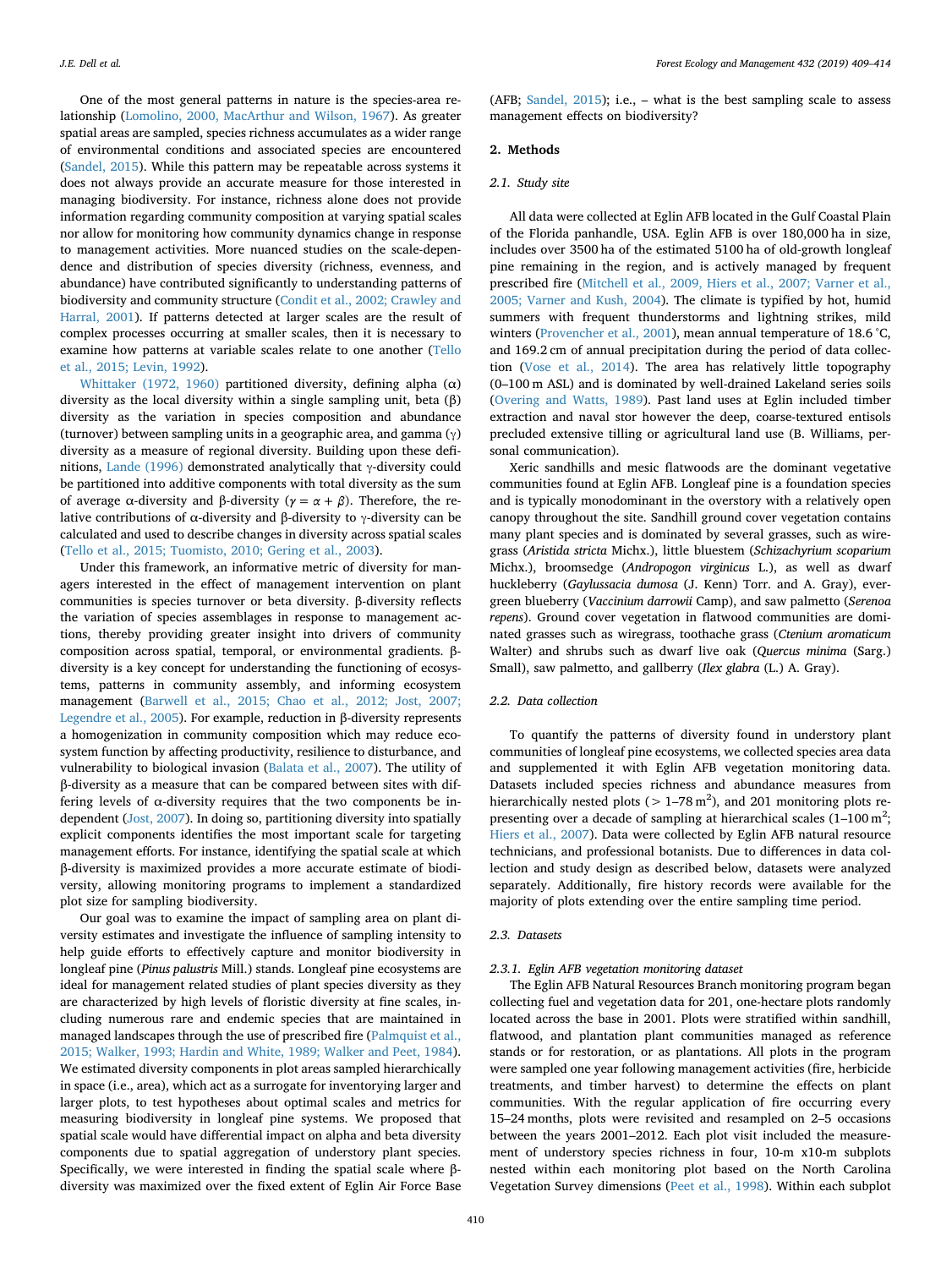One of the most general patterns in nature is the species-area relationship (Lomolino, 2000, MacArthur and Wilson, 1967). As greater spatial areas are sampled, species richness accumulates as a wider range of environmental conditions and associated species are encountered (Sandel, 2015). While this pattern may be repeatable across systems it does not always provide an accurate measure for those interested in managing biodiversity. For instance, richness alone does not provide information regarding community composition at varying spatial scales nor allow for monitoring how community dynamics change in response to management activities. More nuanced studies on the scale-dependence and distribution of species diversity (richness, evenness, and abundance) have contributed significantly to understanding patterns of biodiversity and community structure (Condit et al., 2002; Crawley and Harral, 2001). If patterns detected at larger scales are the result of complex processes occurring at smaller scales, then it is necessary to examine how patterns at variable scales relate to one another (Tello et al., 2015; Levin, 1992).

Whittaker (1972, 1960) partitioned diversity, defining alpha ($\alpha$) diversity as the local diversity within a single sampling unit, beta ($\beta$) diversity as the variation in species composition and abundance (turnover) between sampling units in a geographic area, and gamma ($\gamma$) diversity as a measure of regional diversity. Building upon these definitions, Lande (1996) demonstrated analytically that $\gamma$-diversity could be partitioned into additive components with total diversity as the sum of average $\alpha$-diversity and $\beta$-diversity ($\gamma = \alpha + \beta$). Therefore, the relative contributions of $\alpha$-diversity and $\beta$-diversity to $\gamma$-diversity can be calculated and used to describe changes in diversity across spatial scales (Tello et al., 2015; Tuomisto, 2010; Gering et al., 2003).

Under this framework, an informative metric of diversity for managers interested in the effect of management intervention on plant communities is species turnover or beta diversity. $\beta$-diversity reflects the variation of species assemblages in response to management actions, thereby providing greater insight into drivers of community composition across spatial, temporal, or environmental gradients. $\beta$-diversity is a key concept for understanding the functioning of ecosystems, patterns in community assembly, and informing ecosystem management (Barwell et al., 2015; Chao et al., 2012; Jost, 2007; Legendre et al., 2005). For example, reduction in $\beta$-diversity represents a homogenization in community composition which may reduce ecosystem function by affecting productivity, resilience to disturbance, and vulnerability to biological invasion (Balata et al., 2007). The utility of $\beta$-diversity as a measure that can be compared between sites with differing levels of $\alpha$-diversity requires that the two components be independent (Jost, 2007). In doing so, partitioning diversity into spatially explicit components identifies the most important scale for targeting management efforts. For instance, identifying the spatial scale at which $\beta$-diversity is maximized provides a more accurate estimate of biodiversity, allowing monitoring programs to implement a standardized plot size for sampling biodiversity.

Our goal was to examine the impact of sampling area on plant diversity estimates and investigate the influence of sampling intensity to help guide efforts to effectively capture and monitor biodiversity in longleaf pine (*Pinus palustris* Mill.) stands. Longleaf pine ecosystems are ideal for management related studies of plant species diversity as they are characterized by high levels of floristic diversity at fine scales, including numerous rare and endemic species that are maintained in managed landscapes through the use of prescribed fire (Palmquist et al., 2015; Walker, 1993; Hardin and White, 1989; Walker and Peet, 1984). We estimated diversity components in plot areas sampled hierarchically in space (i.e., area), which act as a surrogate for inventorying larger and larger plots, to test hypotheses about optimal scales and metrics for measuring biodiversity in longleaf pine systems. We proposed that spatial scale would have differential impact on alpha and beta diversity components due to spatial aggregation of understory plant species. Specifically, we were interested in finding the spatial scale where $\beta$-diversity was maximized over the fixed extent of Eglin Air Force Base (AFB; Sandel, 2015); i.e., – what is the best sampling scale to assess management effects on biodiversity?

## 2. Methods

### 2.1. Study site

All data were collected at Eglin AFB located in the Gulf Coastal Plain of the Florida panhandle, USA. Eglin AFB is over 180,000 ha in size, includes over 3500 ha of the estimated 5100 ha of old-growth longleaf pine remaining in the region, and is actively managed by frequent prescribed fire (Mitchell et al., 2009, Hiers et al., 2007; Varner et al., 2005; Varner and Kush, 2004). The climate is typified by hot, humid summers with frequent thunderstorms and lightning strikes, mild winters (Provencher et al., 2001), mean annual temperature of 18.6 °C, and 169.2 cm of annual precipitation during the period of data collection (Vose et al., 2014). The area has relatively little topography (0–100 m ASL) and is dominated by well-drained Lakeland series soils (Overing and Watts, 1989). Past land uses at Eglin included timber extraction and naval stor however the deep, coarse-textured entisols precluded extensive tilling or agricultural land use (B. Williams, personal communication).

Xeric sandhills and mesic flatwoods are the dominant vegetative communities found at Eglin AFB. Longleaf pine is a foundation species and is typically monodominant in the overstory with a relatively open canopy throughout the site. Sandhill ground cover vegetation contains many plant species and is dominated by several grasses, such as wiregrass (*Aristida stricta* Michx.), little bluestem (*Schizachyrium scoparium* Michx.), broomsedge (*Andropogon virginicus* L.), as well as dwarf huckleberry (*Gaylussacia dumosa* (J. Kenn) Torr. and A. Gray), evergreen blueberry (*Vaccinium darrowii* Camp), and saw palmetto (*Serenoa repens*). Ground cover vegetation in flatwood communities are dominated grasses such as wiregrass, toothache grass (*Ctenium aromaticum* Walter) and shrubs such as dwarf live oak (*Quercus minima* (Sarg.) Small), saw palmetto, and gallberry (*Ilex glabra* (L.) A. Gray).

### 2.2. Data collection

To quantify the patterns of diversity found in understory plant communities of longleaf pine ecosystems, we collected species area data and supplemented it with Eglin AFB vegetation monitoring data. Datasets included species richness and abundance measures from hierarchically nested plots (> 1–78 m$^2$), and 201 monitoring plots representing over a decade of sampling at hierarchical scales (1–100 m$^2$; Hiers et al., 2007). Data were collected by Eglin AFB natural resource technicians, and professional botanists. Due to differences in data collection and study design as described below, datasets were analyzed separately. Additionally, fire history records were available for the majority of plots extending over the entire sampling time period.

### 2.3. Datasets

#### 2.3.1. Eglin AFB vegetation monitoring dataset

The Eglin AFB Natural Resources Branch monitoring program began collecting fuel and vegetation data for 201, one-hectare plots randomly located across the base in 2001. Plots were stratified within sandhill, flatwood, and plantation plant communities managed as reference stands or for restoration, or as plantations. All plots in the program were sampled one year following management activities (fire, herbicide treatments, and timber harvest) to determine the effects on plant communities. With the regular application of fire occurring every 15–24 months, plots were revisited and resampled on 2–5 occasions between the years 2001–2012. Each plot visit included the measurement of understory species richness in four, 10-m x10-m subplots nested within each monitoring plot based on the North Carolina Vegetation Survey dimensions (Peet et al., 1998). Within each subplot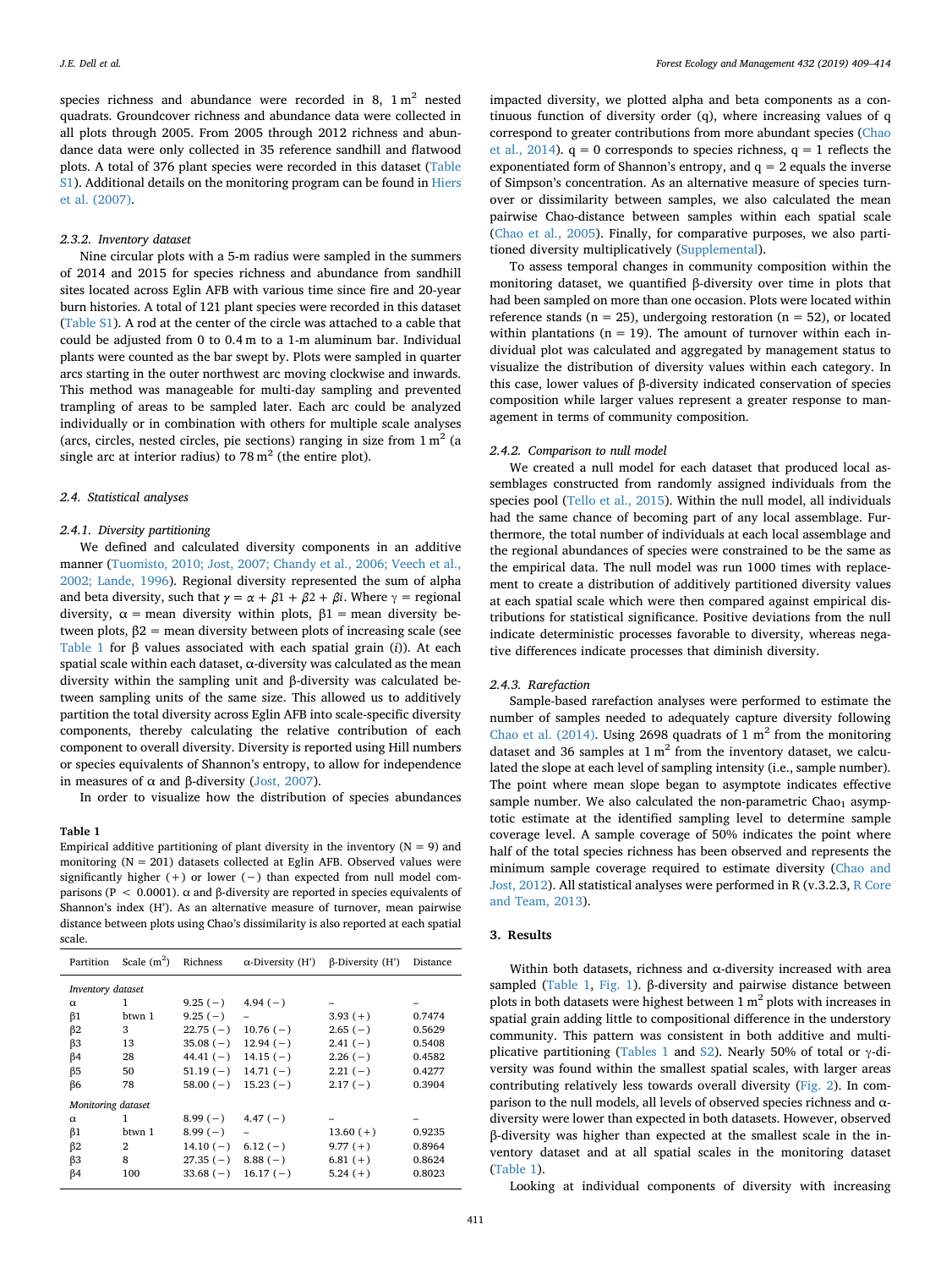species richness and abundance were recorded in 8, 1 m$^2$ nested quadrats. Groundcover richness and abundance data were collected in all plots through 2005. From 2005 through 2012 richness and abundance data were only collected in 35 reference sandhill and flatwood plots. A total of 376 plant species were recorded in this dataset (Table S1). Additional details on the monitoring program can be found in Hiers et al. (2007).

#### 2.3.2. Inventory dataset

Nine circular plots with a 5-m radius were sampled in the summers of 2014 and 2015 for species richness and abundance from sandhill sites located across Eglin AFB with various time since fire and 20-year burn histories. A total of 121 plant species were recorded in this dataset (Table S1). A rod at the center of the circle was attached to a cable that could be adjusted from 0 to 0.4 m to a 1-m aluminum bar. Individual plants were counted as the bar swept by. Plots were sampled in quarter arcs starting in the outer northwest arc moving clockwise and inwards. This method was manageable for multi-day sampling and prevented trampling of areas to be sampled later. Each arc could be analyzed individually or in combination with others for multiple scale analyses (arcs, circles, nested circles, pie sections) ranging in size from 1 m$^2$ (a single arc at interior radius) to 78 m$^2$ (the entire plot).

### 2.4. Statistical analyses

#### 2.4.1. Diversity partitioning

We defined and calculated diversity components in an additive manner (Tuomisto, 2010; Jost, 2007; Chandy et al., 2006; Veech et al., 2002; Lande, 1996). Regional diversity represented the sum of alpha and beta diversity, such that $\gamma = \alpha + \beta1 + \beta2 + \beta i$. Where $\gamma$ = regional diversity, $\alpha$ = mean diversity within plots, $\beta1$ = mean diversity between plots, $\beta2$ = mean diversity between plots of increasing scale (see Table 1 for $\beta$ values associated with each spatial grain ($i$)). At each spatial scale within each dataset, $\alpha$-diversity was calculated as the mean diversity within the sampling unit and $\beta$-diversity was calculated between sampling units of the same size. This allowed us to additively partition the total diversity across Eglin AFB into scale-specific diversity components, thereby calculating the relative contribution of each component to overall diversity. Diversity is reported using Hill numbers or species equivalents of Shannon's entropy, to allow for independence in measures of $\alpha$ and $\beta$-diversity (Jost, 2007).

In order to visualize how the distribution of species abundances impacted diversity, we plotted alpha and beta components as a continuous function of diversity order (q), where increasing values of q correspond to greater contributions from more abundant species (Chao et al., 2014). q = 0 corresponds to species richness, q = 1 reflects the exponentiated form of Shannon's entropy, and q = 2 equals the inverse of Simpson's concentration. As an alternative measure of species turnover or dissimilarity between samples, we also calculated the mean pairwise Chao-distance between samples within each spatial scale (Chao et al., 2005). Finally, for comparative purposes, we also partitioned diversity multiplicatively (Supplemental).

To assess temporal changes in community composition within the monitoring dataset, we quantified β-diversity over time in plots that had been sampled on more than one occasion. Plots were located within reference stands (n = 25), undergoing restoration (n = 52), or located within plantations (n = 19). The amount of turnover within each individual plot was calculated and aggregated by management status to visualize the distribution of diversity values within each category. In this case, lower values of β-diversity indicated conservation of species composition while larger values represent a greater response to management in terms of community composition.

#### 2.4.2. Comparison to null model

We created a null model for each dataset that produced local assemblages constructed from randomly assigned individuals from the species pool (Tello et al., 2015). Within the null model, all individuals had the same chance of becoming part of any local assemblage. Furthermore, the total number of individuals at each local assemblage and the regional abundances of species were constrained to be the same as the empirical data. The null model was run 1000 times with replacement to create a distribution of additively partitioned diversity values at each spatial scale which were then compared against empirical distributions for statistical significance. Positive deviations from the null indicate deterministic processes favorable to diversity, whereas negative differences indicate processes that diminish diversity.

#### 2.4.3. Rarefaction

Sample-based rarefaction analyses were performed to estimate the number of samples needed to adequately capture diversity following Chao et al. (2014). Using 2698 quadrats of 1 m$^2$ from the monitoring dataset and 36 samples at 1 m$^2$ from the inventory dataset, we calculated the slope at each level of sampling intensity (i.e., sample number). The point where mean slope began to asymptote indicates effective sample number. We also calculated the non-parametric Chao$_1$ asymptotic estimate at the identified sampling level to determine sample coverage level. A sample coverage of 50% indicates the point where half of the total species richness has been observed and represents the minimum sample coverage required to estimate diversity (Chao and Jost, 2012). All statistical analyses were performed in R (v.3.2.3, R Core and Team, 2013).

**Table 1**
Empirical additive partitioning of plant diversity in the inventory (N = 9) and monitoring (N = 201) datasets collected at Eglin AFB. Observed values were significantly higher (+) or lower (−) than expected from null model comparisons (P < 0.0001). α and β-diversity are reported in species equivalents of Shannon's index (H'). As an alternative measure of turnover, mean pairwise distance between plots using Chao's dissimilarity is also reported at each spatial scale.

| Partition | Scale (m$^2$) | Richness | α-Diversity (H') | β-Diversity (H') | Distance |
|---|---|---|---|---|---|
| *Inventory dataset* | | | | | |
| α | 1 | 9.25 (−) | 4.94 (−) | – | – |
| β1 | btwn 1 | 9.25 (−) | – | 3.93 (+) | 0.7474 |
| β2 | 3 | 22.75 (−) | 10.76 (−) | 2.65 (−) | 0.5629 |
| β3 | 13 | 35.08 (−) | 12.94 (−) | 2.41 (−) | 0.5408 |
| β4 | 28 | 44.41 (−) | 14.15 (−) | 2.26 (−) | 0.4582 |
| β5 | 50 | 51.19 (−) | 14.71 (−) | 2.21 (−) | 0.4277 |
| β6 | 78 | 58.00 (−) | 15.23 (−) | 2.17 (−) | 0.3904 |
| *Monitoring dataset* | | | | | |
| α | 1 | 8.99 (−) | 4.47 (−) | – | – |
| β1 | btwn 1 | 8.99 (−) | – | 13.60 (+) | 0.9235 |
| β2 | 2 | 14.10 (−) | 6.12 (−) | 9.77 (+) | 0.8964 |
| β3 | 8 | 27.35 (−) | 8.88 (−) | 6.81 (+) | 0.8624 |
| β4 | 100 | 33.68 (−) | 16.17 (−) | 5.24 (+) | 0.8023 |

## 3. Results

Within both datasets, richness and α-diversity increased with area sampled (Table 1, Fig. 1). β-diversity and pairwise distance between plots in both datasets were highest between 1 m$^2$ plots with increases in spatial grain adding little to compositional difference in the understory community. This pattern was consistent in both additive and multiplicative partitioning (Tables 1 and S2). Nearly 50% of total or γ-diversity was found within the smallest spatial scales, with larger areas contributing relatively less towards overall diversity (Fig. 2). In comparison to the null models, all levels of observed species richness and α-diversity were lower than expected in both datasets. However, observed β-diversity was higher than expected at the smallest scale in the inventory dataset and at all spatial scales in the monitoring dataset (Table 1).

Looking at individual components of diversity with increasing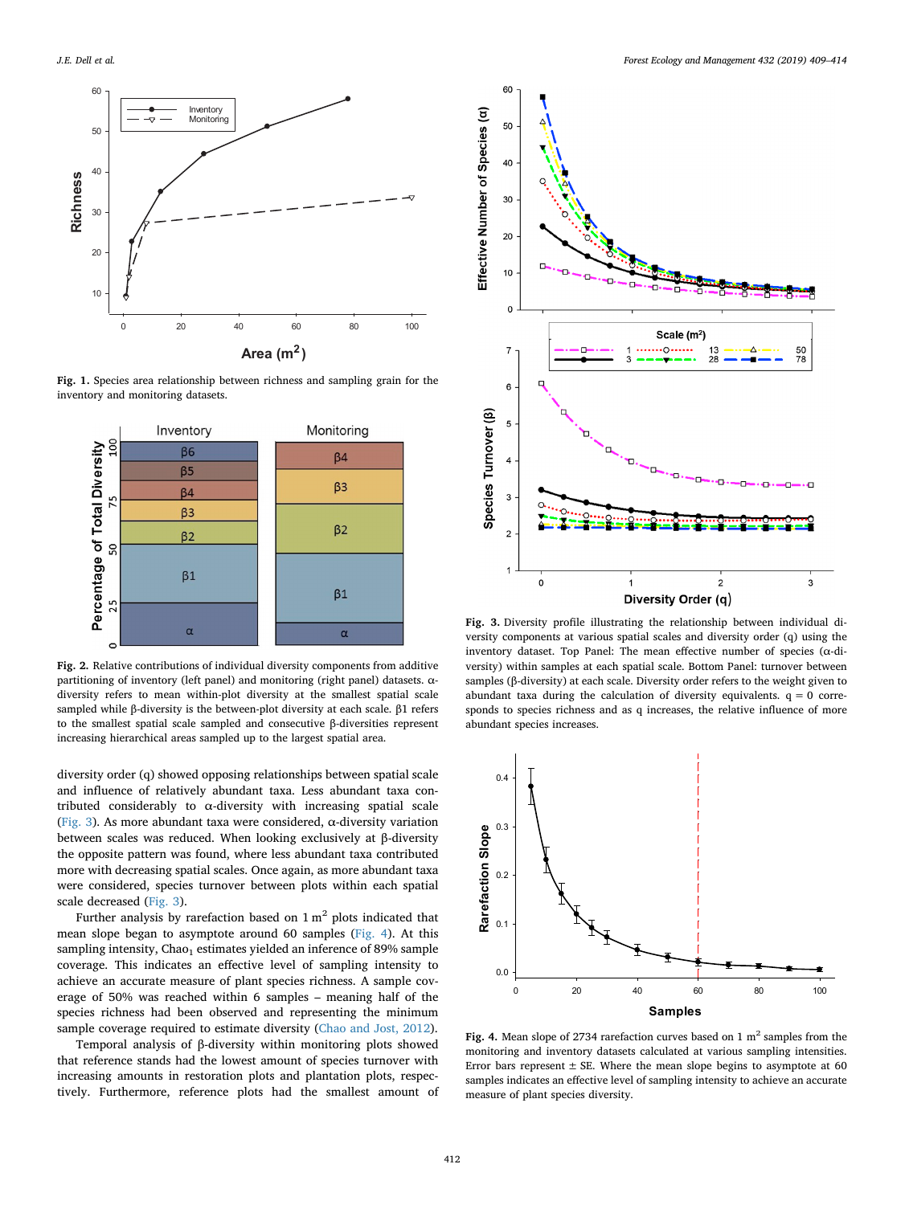**Fig. 1.** Species area relationship between richness and sampling grain for the inventory and monitoring datasets.

**Fig. 2.** Relative contributions of individual diversity components from additive partitioning of inventory (left panel) and monitoring (right panel) datasets. α-diversity refers to mean within-plot diversity at the smallest spatial scale sampled while β-diversity is the between-plot diversity at each scale. β1 refers to the smallest spatial scale sampled and consecutive β-diversities represent increasing hierarchical areas sampled up to the largest spatial area.

diversity order (q) showed opposing relationships between spatial scale and influence of relatively abundant taxa. Less abundant taxa contributed considerably to α-diversity with increasing spatial scale (Fig. 3). As more abundant taxa were considered, α-diversity variation between scales was reduced. When looking exclusively at β-diversity the opposite pattern was found, where less abundant taxa contributed more with decreasing spatial scales. Once again, as more abundant taxa were considered, species turnover between plots within each spatial scale decreased (Fig. 3).

Further analysis by rarefaction based on 1 $m^2$ plots indicated that mean slope began to asymptote around 60 samples (Fig. 4). At this sampling intensity, $Chao_1$ estimates yielded an inference of 89% sample coverage. This indicates an effective level of sampling intensity to achieve an accurate measure of plant species richness. A sample coverage of 50% was reached within 6 samples – meaning half of the species richness had been observed and representing the minimum sample coverage required to estimate diversity (Chao and Jost, 2012).

Temporal analysis of β-diversity within monitoring plots showed that reference stands had the lowest amount of species turnover with increasing amounts in restoration plots and plantation plots, respectively. Furthermore, reference plots had the smallest amount of

**Fig. 3.** Diversity profile illustrating the relationship between individual diversity components at various spatial scales and diversity order (q) using the inventory dataset. Top Panel: The mean effective number of species (α-diversity) within samples at each spatial scale. Bottom Panel: turnover between samples (β-diversity) at each scale. Diversity order refers to the weight given to abundant taxa during the calculation of diversity equivalents. q = 0 corresponds to species richness and as q increases, the relative influence of more abundant species increases.

**Fig. 4.** Mean slope of 2734 rarefaction curves based on 1 $m^2$ samples from the monitoring and inventory datasets calculated at various sampling intensities. Error bars represent ± SE. Where the mean slope begins to asymptote at 60 samples indicates an effective level of sampling intensity to achieve an accurate measure of plant species diversity.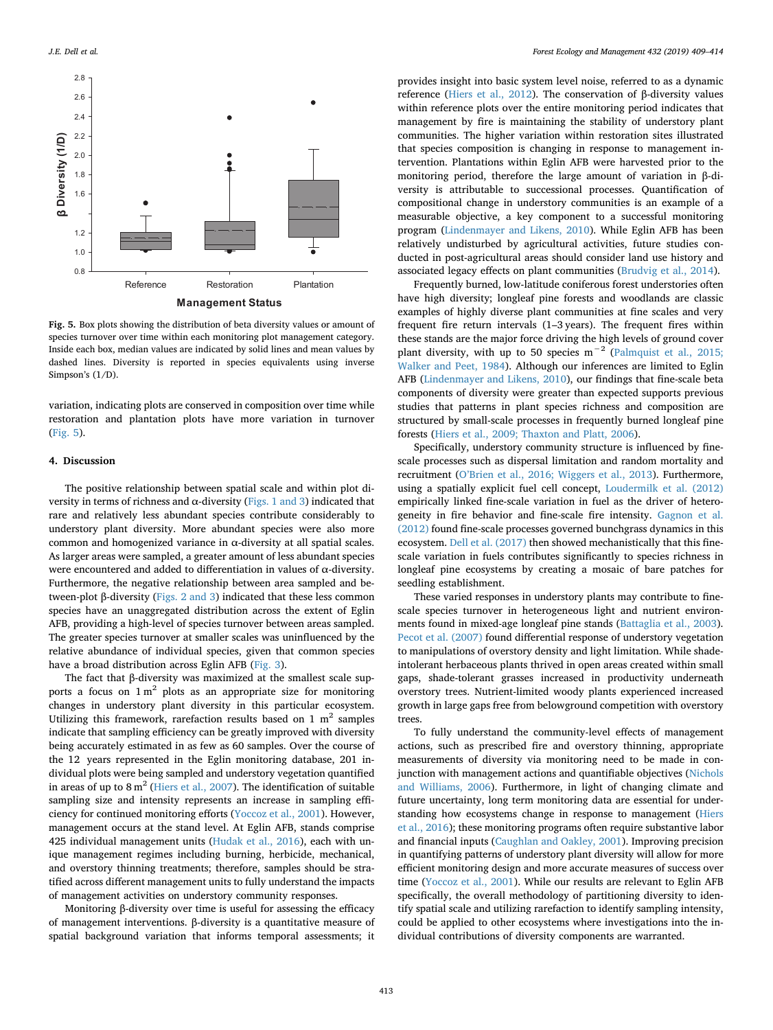Fig. 5. Box plots showing the distribution of beta diversity values or amount of species turnover over time within each monitoring plot management category. Inside each box, median values are indicated by solid lines and mean values by dashed lines. Diversity is reported in species equivalents using inverse Simpson's (1/D).

variation, indicating plots are conserved in composition over time while restoration and plantation plots have more variation in turnover (Fig. 5).

## 4. Discussion

The positive relationship between spatial scale and within plot diversity in terms of richness and α-diversity (Figs. 1 and 3) indicated that rare and relatively less abundant species contribute considerably to understory plant diversity. More abundant species were also more common and homogenized variance in α-diversity at all spatial scales. As larger areas were sampled, a greater amount of less abundant species were encountered and added to differentiation in values of α-diversity. Furthermore, the negative relationship between area sampled and between-plot β-diversity (Figs. 2 and 3) indicated that these less common species have an unaggregated distribution across the extent of Eglin AFB, providing a high-level of species turnover between areas sampled. The greater species turnover at smaller scales was uninfluenced by the relative abundance of individual species, given that common species have a broad distribution across Eglin AFB (Fig. 3).

The fact that β-diversity was maximized at the smallest scale supports a focus on 1 $m^2$ plots as an appropriate size for monitoring changes in understory plant diversity in this particular ecosystem. Utilizing this framework, rarefaction results based on 1 $m^2$ samples indicate that sampling efficiency can be greatly improved with diversity being accurately estimated in as few as 60 samples. Over the course of the 12 years represented in the Eglin monitoring database, 201 individual plots were being sampled and understory vegetation quantified in areas of up to 8 $m^2$ (Hiers et al., 2007). The identification of suitable sampling size and intensity represents an increase in sampling efficiency for continued monitoring efforts (Yoccoz et al., 2001). However, management occurs at the stand level. At Eglin AFB, stands comprise 425 individual management units (Hudak et al., 2016), each with unique management regimes including burning, herbicide, mechanical, and overstory thinning treatments; therefore, samples should be stratified across different management units to fully understand the impacts of management activities on understory community responses.

Monitoring β-diversity over time is useful for assessing the efficacy of management interventions. β-diversity is a quantitative measure of spatial background variation that informs temporal assessments; it provides insight into basic system level noise, referred to as a dynamic reference (Hiers et al., 2012). The conservation of β-diversity values within reference plots over the entire monitoring period indicates that management by fire is maintaining the stability of understory plant communities. The higher variation within restoration sites illustrated that species composition is changing in response to management intervention. Plantations within Eglin AFB were harvested prior to the monitoring period, therefore the large amount of variation in β-diversity is attributable to successional processes. Quantification of compositional change in understory communities is an example of a measurable objective, a key component to a successful monitoring program (Lindenmayer and Likens, 2010). While Eglin AFB has been relatively undisturbed by agricultural activities, future studies conducted in post-agricultural areas should consider land use history and associated legacy effects on plant communities (Brudvig et al., 2014).

Frequently burned, low-latitude coniferous forest understories often have high diversity; longleaf pine forests and woodlands are classic examples of highly diverse plant communities at fine scales and very frequent fire return intervals (1–3 years). The frequent fires within these stands are the major force driving the high levels of ground cover plant diversity, with up to 50 species $m^{-2}$ (Palmquist et al., 2015; Walker and Peet, 1984). Although our inferences are limited to Eglin AFB (Lindenmayer and Likens, 2010), our findings that fine-scale beta components of diversity were greater than expected supports previous studies that patterns in plant species richness and composition are structured by small-scale processes in frequently burned longleaf pine forests (Hiers et al., 2009; Thaxton and Platt, 2006).

Specifically, understory community structure is influenced by fine-scale processes such as dispersal limitation and random mortality and recruitment (O'Brien et al., 2016; Wiggers et al., 2013). Furthermore, using a spatially explicit fuel cell concept, Loudermilk et al. (2012) empirically linked fine-scale variation in fuel as the driver of heterogeneity in fire behavior and fine-scale fire intensity. Gagnon et al. (2012) found fine-scale processes governed bunchgrass dynamics in this ecosystem. Dell et al. (2017) then showed mechanistically that this fine-scale variation in fuels contributes significantly to species richness in longleaf pine ecosystems by creating a mosaic of bare patches for seedling establishment.

These varied responses in understory plants may contribute to fine-scale species turnover in heterogeneous light and nutrient environments found in mixed-age longleaf pine stands (Battaglia et al., 2003). Pecot et al. (2007) found differential response of understory vegetation to manipulations of overstory density and light limitation. While shade-intolerant herbaceous plants thrived in open areas created within small gaps, shade-tolerant grasses increased in productivity underneath overstory trees. Nutrient-limited woody plants experienced increased growth in large gaps free from belowground competition with overstory trees.

To fully understand the community-level effects of management actions, such as prescribed fire and overstory thinning, appropriate measurements of diversity via monitoring need to be made in conjunction with management actions and quantifiable objectives (Nichols and Williams, 2006). Furthermore, in light of changing climate and future uncertainty, long term monitoring data are essential for understanding how ecosystems change in response to management (Hiers et al., 2016); these monitoring programs often require substantive labor and financial inputs (Caughlan and Oakley, 2001). Improving precision in quantifying patterns of understory plant diversity will allow for more efficient monitoring design and more accurate measures of success over time (Yoccoz et al., 2001). While our results are relevant to Eglin AFB specifically, the overall methodology of partitioning diversity to identify spatial scale and utilizing rarefaction to identify sampling intensity, could be applied to other ecosystems where investigations into the individual contributions of diversity components are warranted.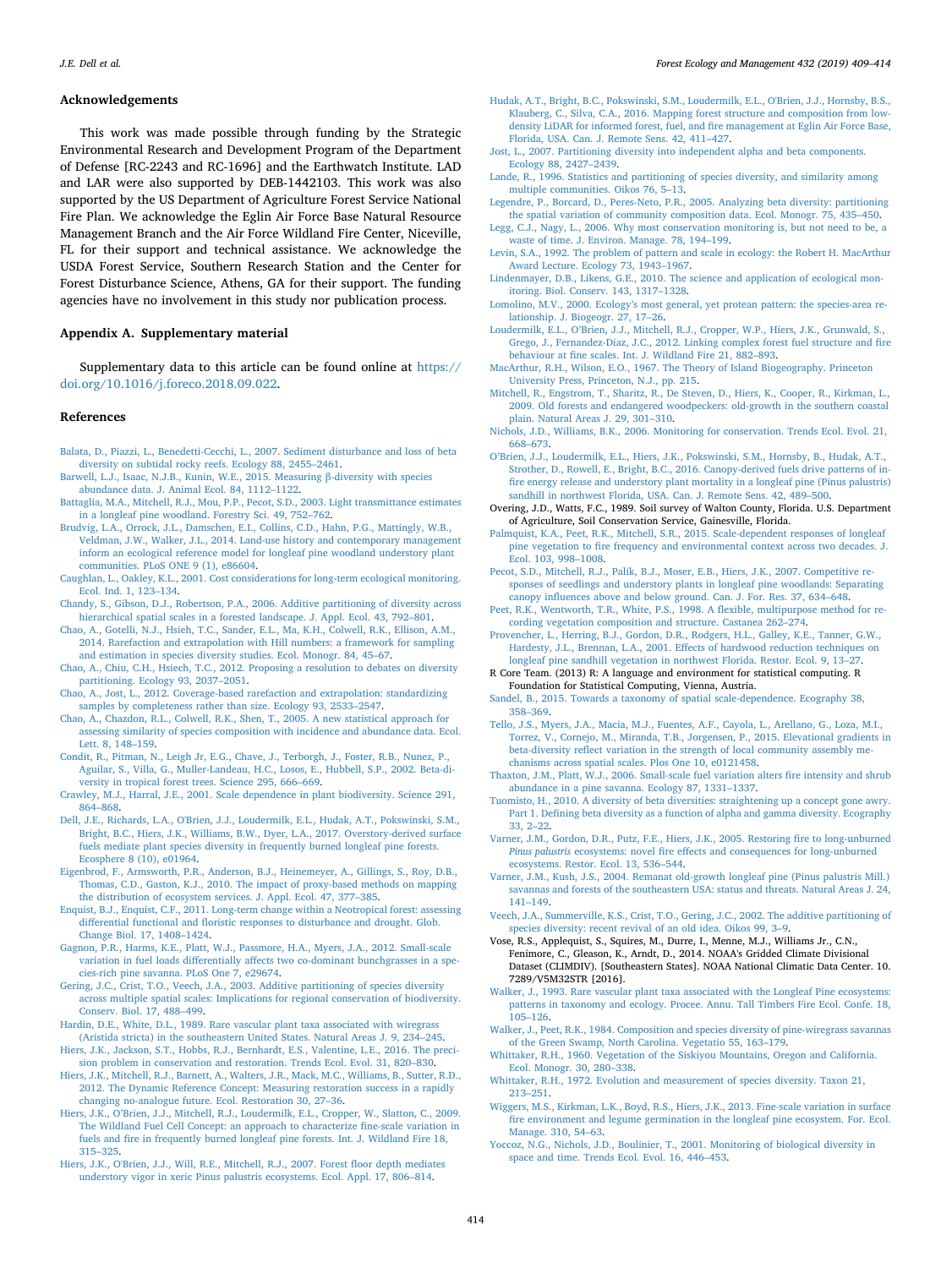## Acknowledgements

This work was made possible through funding by the Strategic Environmental Research and Development Program of the Department of Defense [RC-2243 and RC-1696] and the Earthwatch Institute. LAD and LAR were also supported by DEB-1442103. This work was also supported by the US Department of Agriculture Forest Service National Fire Plan. We acknowledge the Eglin Air Force Base Natural Resource Management Branch and the Air Force Wildland Fire Center, Niceville, FL for their support and technical assistance. We acknowledge the USDA Forest Service, Southern Research Station and the Center for Forest Disturbance Science, Athens, GA for their support. The funding agencies have no involvement in this study nor publication process.

## Appendix A. Supplementary material

Supplementary data to this article can be found online at https://doi.org/10.1016/j.foreco.2018.09.022.

## References

Balata, D., Piazzi, L., Benedetti-Cecchi, L., 2007. Sediment disturbance and loss of beta diversity on subtidal rocky reefs. Ecology 88, 2455–2461.

Barwell, L.J., Isaac, N.J.B., Kunin, W.E., 2015. Measuring β-diversity with species abundance data. J. Animal Ecol. 84, 1112–1122.

Battaglia, M.A., Mitchell, R.J., Mou, P.P., Pecot, S.D., 2003. Light transmittance estimates in a longleaf pine woodland. Forestry Sci. 49, 752–762.

Brudvig, L.A., Orrock, J.L., Damschen, E.I., Collins, C.D., Hahn, P.G., Mattingly, W.B., Veldman, J.W., Walker, J.L., 2014. Land-use history and contemporary management inform an ecological reference model for longleaf pine woodland understory plant communities. PLoS ONE 9 (1), e86604.

Caughlan, L., Oakley, K.L., 2001. Cost considerations for long-term ecological monitoring. Ecol. Ind. 1, 123–134.

Chandy, S., Gibson, D.J., Robertson, P.A., 2006. Additive partitioning of diversity across hierarchical spatial scales in a forested landscape. J. Appl. Ecol. 43, 792–801.

Chao, A., Gotelli, N.J., Hsieh, T.C., Sander, E.L., Ma, K.H., Colwell, R.K., Ellison, A.M., 2014. Rarefaction and extrapolation with Hill numbers: a framework for sampling and estimation in species diversity studies. Ecol. Monogr. 84, 45–67.

Chao, A., Chiu, C.H., Hsieh, T.C., 2012. Proposing a resolution to debates on diversity partitioning. Ecology 93, 2037–2051.

Chao, A., Jost, L., 2012. Coverage-based rarefaction and extrapolation: standardizing samples by completeness rather than size. Ecology 93, 2533–2547.

Chao, A., Chazdon, R.L., Colwell, R.K., Shen, T., 2005. A new statistical approach for assessing similarity of species composition with incidence and abundance data. Ecol. Lett. 8, 148–159.

Condit, R., Pitman, N., Leigh Jr, E.G., Chave, J., Terborgh, J., Foster, R.B., Nunez, P., Aguilar, S., Villa, G., Muller-Landeau, H.C., Losos, E., Hubbell, S.P., 2002. Beta-diversity in tropical forest trees. Science 295, 666–669.

Crawley, M.J., Harral, J.E., 2001. Scale dependence in plant biodiversity. Science 291, 864–868.

Dell, J.E., Richards, L.A., O'Brien, J.J., Loudermilk, E.L., Hudak, A.T., Pokswinski, S.M., Bright, B.C., Hiers, J.K., Williams, B.W., Dyer, L.A., 2017. Overstory-derived surface fuels mediate plant species diversity in frequently burned longleaf pine forests. Ecosphere 8 (10), e01964.

Eigenbrod, F., Armsworth, P.R., Anderson, B.J., Heinemeyer, A., Gillings, S., Roy, D.B., Thomas, C.D., Gaston, K.J., 2010. The impact of proxy-based methods on mapping the distribution of ecosystem services. J. Appl. Ecol. 47, 377–385.

Enquist, B.J., Enquist, C.F., 2011. Long-term change within a Neotropical forest: assessing differential functional and floristic responses to disturbance and drought. Glob. Change Biol. 17, 1408–1424.

Gagnon, P.R., Harms, K.E., Platt, W.J., Passmore, H.A., Myers, J.A., 2012. Small-scale variation in fuel loads differentially affects two co-dominant bunchgrasses in a species-rich pine savanna. PLoS One 7, e29674.

Gering, J.C., Crist, T.O., Veech, J.A., 2003. Additive partitioning of species diversity across multiple spatial scales: Implications for regional conservation of biodiversity. Conserv. Biol. 17, 488–499.

Hardin, D.E., White, D.L., 1989. Rare vascular plant taxa associated with wiregrass (Aristida stricta) in the southeastern United States. Natural Areas J. 9, 234–245.

Hiers, J.K., Jackson, S.T., Hobbs, R.J., Bernhardt, E.S., Valentine, L.E., 2016. The precision problem in conservation and restoration. Trends Ecol. Evol. 31, 820–830.

Hiers, J.K., Mitchell, R.J., Barnett, A., Walters, J.R., Mack, M.C., Williams, B., Sutter, R.D., 2012. The Dynamic Reference Concept: Measuring restoration success in a rapidly changing no-analogue future. Ecol. Restoration 30, 27–36.

Hiers, J.K., O'Brien, J.J., Mitchell, R.J., Loudermilk, E.L., Cropper, W., Slatton, C., 2009. The Wildland Fuel Cell Concept: an approach to characterize fine-scale variation in fuels and fire in frequently burned longleaf pine forests. Int. J. Wildland Fire 18, 315–325.

Hiers, J.K., O'Brien, J.J., Will, R.E., Mitchell, R.J., 2007. Forest floor depth mediates understory vigor in xeric Pinus palustris ecosystems. Ecol. Appl. 17, 806–814.

Hudak, A.T., Bright, B.C., Pokswinski, S.M., Loudermilk, E.L., O'Brien, J.J., Hornsby, B.S., Klauberg, C., Silva, C.A., 2016. Mapping forest structure and composition from low-density LiDAR for informed forest, fuel, and fire management at Eglin Air Force Base, Florida, USA. Can. J. Remote Sens. 42, 411–427.

Jost, L., 2007. Partitioning diversity into independent alpha and beta components. Ecology 88, 2427–2439.

Lande, R., 1996. Statistics and partitioning of species diversity, and similarity among multiple communities. Oikos 76, 5–13.

Legendre, P., Borcard, D., Peres-Neto, P.R., 2005. Analyzing beta diversity: partitioning the spatial variation of community composition data. Ecol. Monogr. 75, 435–450.

Legg, C.J., Nagy, L., 2006. Why most conservation monitoring is, but not need to be, a waste of time. J. Environ. Manage. 78, 194–199.

Levin, S.A., 1992. The problem of pattern and scale in ecology: the Robert H. MacArthur Award Lecture. Ecology 73, 1943–1967.

Lindenmayer, D.B., Likens, G.E., 2010. The science and application of ecological monitoring. Biol. Conserv. 143, 1317–1328.

Lomolino, M.V., 2000. Ecology's most general, yet protean pattern: the species-area relationship. J. Biogeogr. 27, 17–26.

Loudermilk, E.L., O'Brien, J.J., Mitchell, R.J., Cropper, W.P., Hiers, J.K., Grunwald, S., Grego, J., Fernandez-Diaz, J.C., 2012. Linking complex forest fuel structure and fire behaviour at fine scales. Int. J. Wildland Fire 21, 882–893.

MacArthur, R.H., Wilson, E.O., 1967. The Theory of Island Biogeography. Princeton University Press, Princeton, N.J., pp. 215.

Mitchell, R., Engstrom, T., Sharitz, R., De Steven, D., Hiers, K., Cooper, R., Kirkman, L., 2009. Old forests and endangered woodpeckers: old-growth in the southern coastal plain. Natural Areas J. 29, 301–310.

Nichols, J.D., Williams, B.K., 2006. Monitoring for conservation. Trends Ecol. Evol. 21, 668–673.

O'Brien, J.J., Loudermilk, E.L., Hiers, J.K., Pokswinski, S.M., Hornsby, B., Hudak, A.T., Strother, D., Rowell, E., Bright, B.C., 2016. Canopy-derived fuels drive patterns of in-fire energy release and understory plant mortality in a longleaf pine (Pinus palustris) sandhill in northwest Florida, USA. Can. J. Remote Sens. 42, 489–500.

Overing, J.D., Watts, F.C., 1989. Soil survey of Walton County, Florida. U.S. Department of Agriculture, Soil Conservation Service, Gainesville, Florida.

Palmquist, K.A., Peet, R.K., Mitchell, S.R., 2015. Scale-dependent responses of longleaf pine vegetation to fire frequency and environmental context across two decades. J. Ecol. 103, 998–1008.

Pecot, S.D., Mitchell, R.J., Palik, B.J., Moser, E.B., Hiers, J.K., 2007. Competitive responses of seedlings and understory plants in longleaf pine woodlands: Separating canopy influences above and below ground. Can. J. For. Res. 37, 634–648.

Peet, R.K., Wentworth, T.R., White, P.S., 1998. A flexible, multipurpose method for recording vegetation composition and structure. Castanea 262–274.

Provencher, L., Herring, B.J., Gordon, D.R., Rodgers, H.L., Galley, K.E., Tanner, G.W., Hardesty, J.L., Brennan, L.A., 2001. Effects of hardwood reduction techniques on longleaf pine sandhill vegetation in northwest Florida. Restor. Ecol. 9, 13–27.

R Core Team. (2013) R: A language and environment for statistical computing. R Foundation for Statistical Computing, Vienna, Austria.

Sandel, B., 2015. Towards a taxonomy of spatial scale-dependence. Ecography 38, 358–369.

Tello, J.S., Myers, J.A., Macia, M.J., Fuentes, A.F., Cayola, L., Arellano, G., Loza, M.I., Torrez, V., Cornejo, M., Miranda, T.B., Jorgensen, P., 2015. Elevational gradients in beta-diversity reflect variation in the strength of local community assembly mechanisms across spatial scales. Plos One 10, e0121458.

Thaxton, J.M., Platt, W.J., 2006. Small-scale fuel variation alters fire intensity and shrub abundance in a pine savanna. Ecology 87, 1331–1337.

Tuomisto, H., 2010. A diversity of beta diversities: straightening up a concept gone awry. Part 1. Defining beta diversity as a function of alpha and gamma diversity. Ecography 33, 2–22.

Varner, J.M., Gordon, D.R., Putz, F.E., Hiers, J.K., 2005. Restoring fire to long-unburned *Pinus palustris* ecosystems: novel fire effects and consequences for long-unburned ecosystems. Restor. Ecol. 13, 536–544.

Varner, J.M., Kush, J.S., 2004. Remanat old-growth longleaf pine (Pinus palustris Mill.) savannas and forests of the southeastern USA: status and threats. Natural Areas J. 24, 141–149.

Veech, J.A., Summerville, K.S., Crist, T.O., Gering, J.C., 2002. The additive partitioning of species diversity: recent revival of an old idea. Oikos 99, 3–9.

Vose, R.S., Applequist, S., Squires, M., Durre, I., Menne, M.J., Williams Jr., C.N., Fenimore, C., Gleason, K., Arndt, D., 2014. NOAA's Gridded Climate Divisional Dataset (CLIMDIV). [Southeastern States]. NOAA National Climatic Data Center. 10. 7289/V5M32STR [2016].

Walker, J., 1993. Rare vascular plant taxa associated with the Longleaf Pine ecosystems: patterns in taxonomy and ecology. Procee. Annu. Tall Timbers Fire Ecol. Confe. 18, 105–126.

Walker, J., Peet, R.K., 1984. Composition and species diversity of pine-wiregrass savannas of the Green Swamp, North Carolina. Vegetatio 55, 163–179.

Whittaker, R.H., 1960. Vegetation of the Siskiyou Mountains, Oregon and California. Ecol. Monogr. 30, 280–338.

Whittaker, R.H., 1972. Evolution and measurement of species diversity. Taxon 21, 213–251.

Wiggers, M.S., Kirkman, L.K., Boyd, R.S., Hiers, J.K., 2013. Fine-scale variation in surface fire environment and legume germination in the longleaf pine ecosystem. For. Ecol. Manage. 310, 54–63.

Yoccoz, N.G., Nichols, J.D., Boulinier, T., 2001. Monitoring of biological diversity in space and time. Trends Ecol. Evol. 16, 446–453.